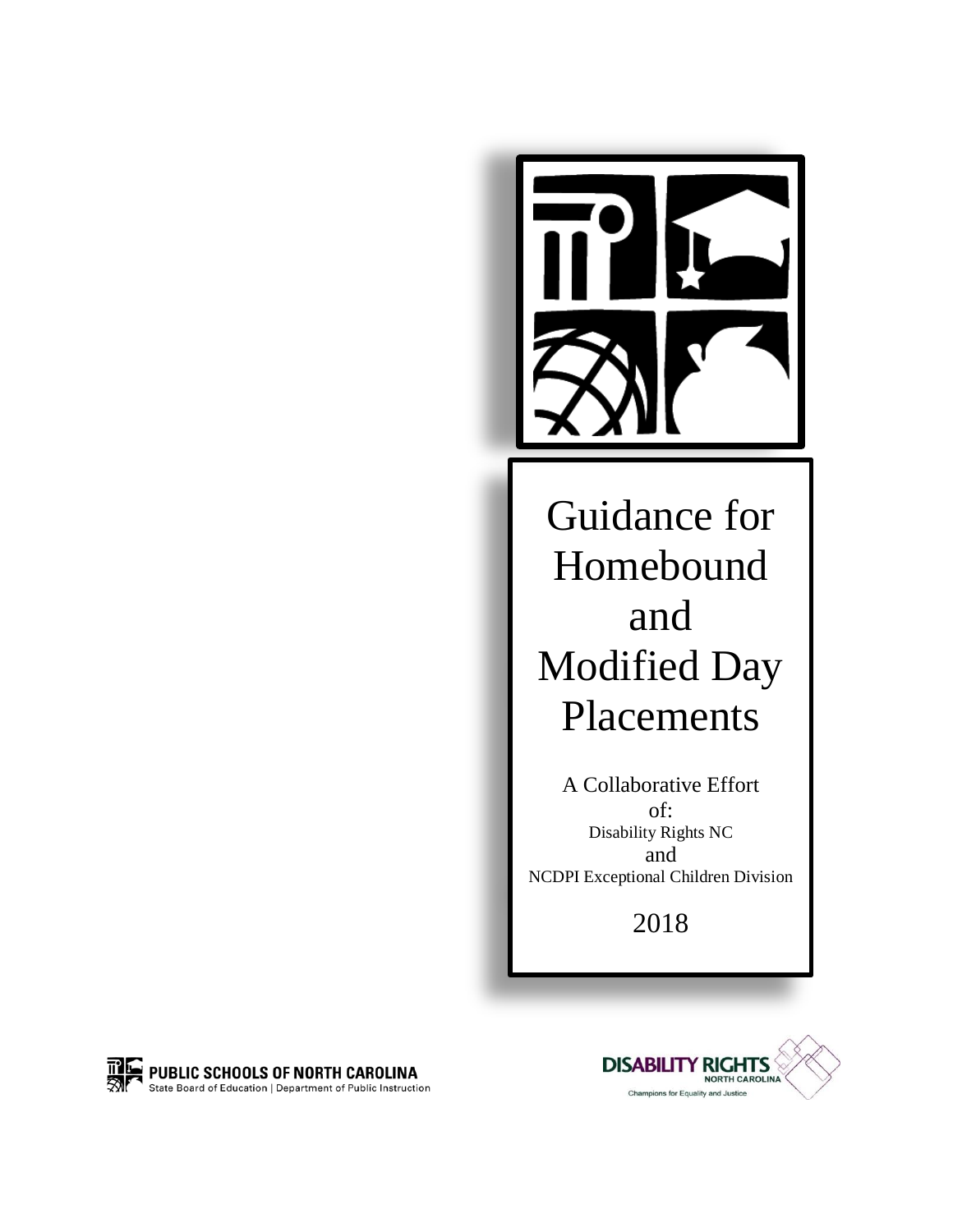# Guidance for Homebound and Modified Day Placements

A Collaborative Effort of:

Disability Rights NC

and

NCDPI Exceptional Children Division

2018

PUBLIC SCHOOLS OF NORTH CAROLINA
State Board of Education | Department of Public Instruction

DISABILITY RIGHTS NORTH CAROLINA
Champions for Equality and Justice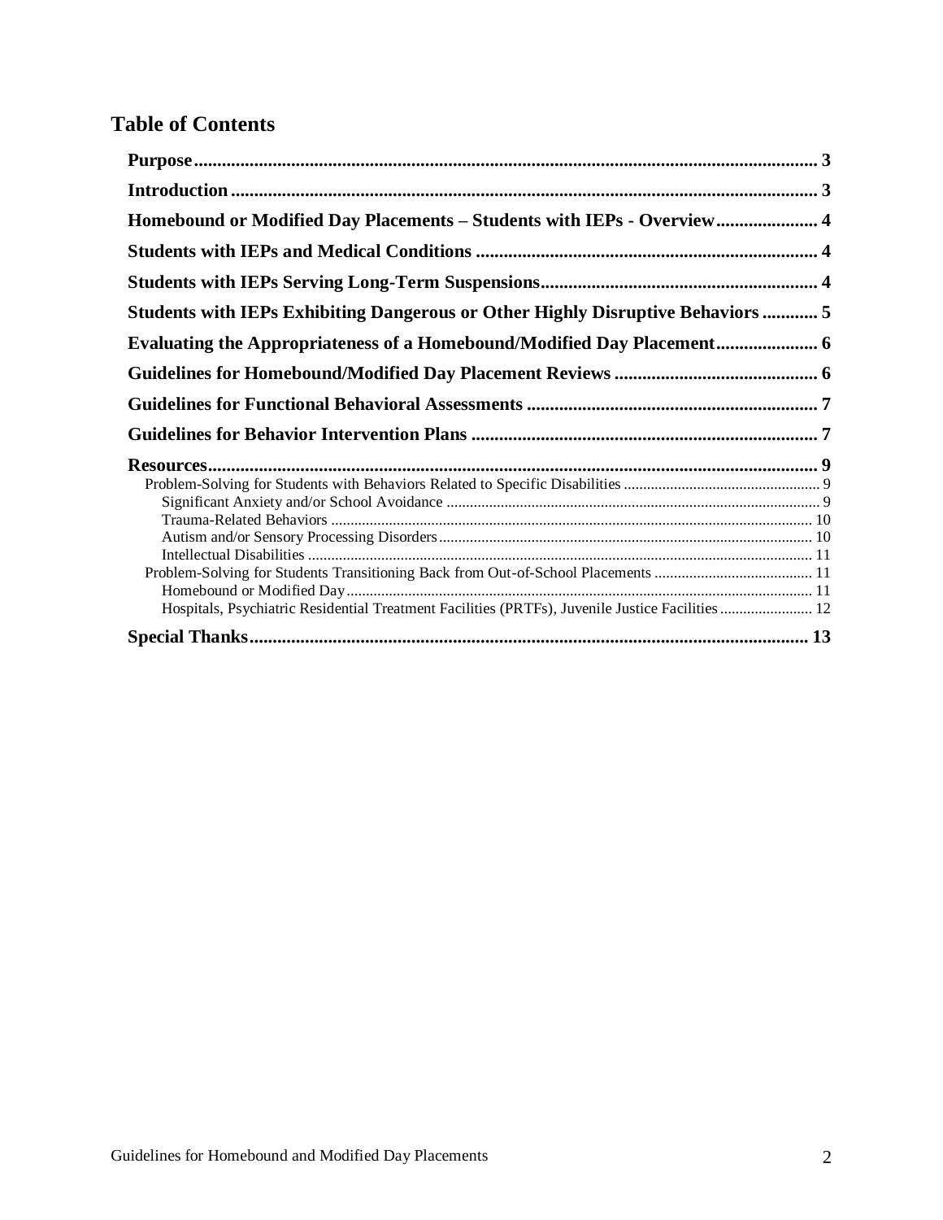## Table of Contents

**Purpose** .......... 3

**Introduction** .......... 3

**Homebound or Modified Day Placements – Students with IEPs - Overview** .......... 4

**Students with IEPs and Medical Conditions** .......... 4

**Students with IEPs Serving Long-Term Suspensions** .......... 4

**Students with IEPs Exhibiting Dangerous or Other Highly Disruptive Behaviors** .......... 5

**Evaluating the Appropriateness of a Homebound/Modified Day Placement** .......... 6

**Guidelines for Homebound/Modified Day Placement Reviews** .......... 6

**Guidelines for Functional Behavioral Assessments** .......... 7

**Guidelines for Behavior Intervention Plans** .......... 7

**Resources** .......... 9

- Problem-Solving for Students with Behaviors Related to Specific Disabilities .......... 9
  - Significant Anxiety and/or School Avoidance .......... 9
  - Trauma-Related Behaviors .......... 10
  - Autism and/or Sensory Processing Disorders .......... 10
  - Intellectual Disabilities .......... 11
- Problem-Solving for Students Transitioning Back from Out-of-School Placements .......... 11
  - Homebound or Modified Day .......... 11
  - Hospitals, Psychiatric Residential Treatment Facilities (PRTFs), Juvenile Justice Facilities .......... 12

**Special Thanks** .......... 13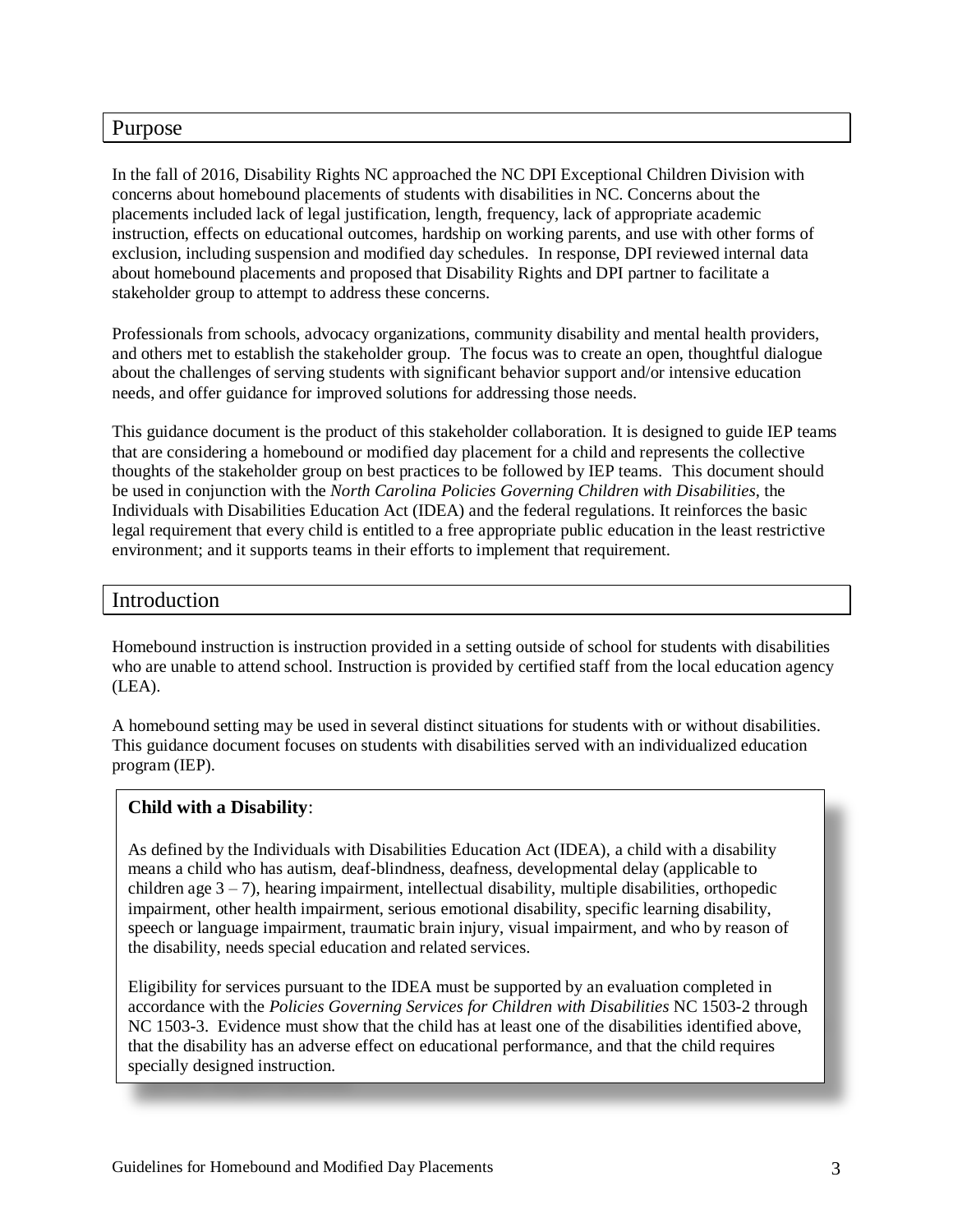## Purpose

In the fall of 2016, Disability Rights NC approached the NC DPI Exceptional Children Division with concerns about homebound placements of students with disabilities in NC. Concerns about the placements included lack of legal justification, length, frequency, lack of appropriate academic instruction, effects on educational outcomes, hardship on working parents, and use with other forms of exclusion, including suspension and modified day schedules. In response, DPI reviewed internal data about homebound placements and proposed that Disability Rights and DPI partner to facilitate a stakeholder group to attempt to address these concerns.

Professionals from schools, advocacy organizations, community disability and mental health providers, and others met to establish the stakeholder group. The focus was to create an open, thoughtful dialogue about the challenges of serving students with significant behavior support and/or intensive education needs, and offer guidance for improved solutions for addressing those needs.

This guidance document is the product of this stakeholder collaboration. It is designed to guide IEP teams that are considering a homebound or modified day placement for a child and represents the collective thoughts of the stakeholder group on best practices to be followed by IEP teams. This document should be used in conjunction with the *North Carolina Policies Governing Children with Disabilities*, the Individuals with Disabilities Education Act (IDEA) and the federal regulations. It reinforces the basic legal requirement that every child is entitled to a free appropriate public education in the least restrictive environment; and it supports teams in their efforts to implement that requirement.

## Introduction

Homebound instruction is instruction provided in a setting outside of school for students with disabilities who are unable to attend school. Instruction is provided by certified staff from the local education agency (LEA).

A homebound setting may be used in several distinct situations for students with or without disabilities. This guidance document focuses on students with disabilities served with an individualized education program (IEP).

**Child with a Disability**:

As defined by the Individuals with Disabilities Education Act (IDEA), a child with a disability means a child who has autism, deaf-blindness, deafness, developmental delay (applicable to children age 3 – 7), hearing impairment, intellectual disability, multiple disabilities, orthopedic impairment, other health impairment, serious emotional disability, specific learning disability, speech or language impairment, traumatic brain injury, visual impairment, and who by reason of the disability, needs special education and related services.

Eligibility for services pursuant to the IDEA must be supported by an evaluation completed in accordance with the *Policies Governing Services for Children with Disabilities* NC 1503-2 through NC 1503-3. Evidence must show that the child has at least one of the disabilities identified above, that the disability has an adverse effect on educational performance, and that the child requires specially designed instruction.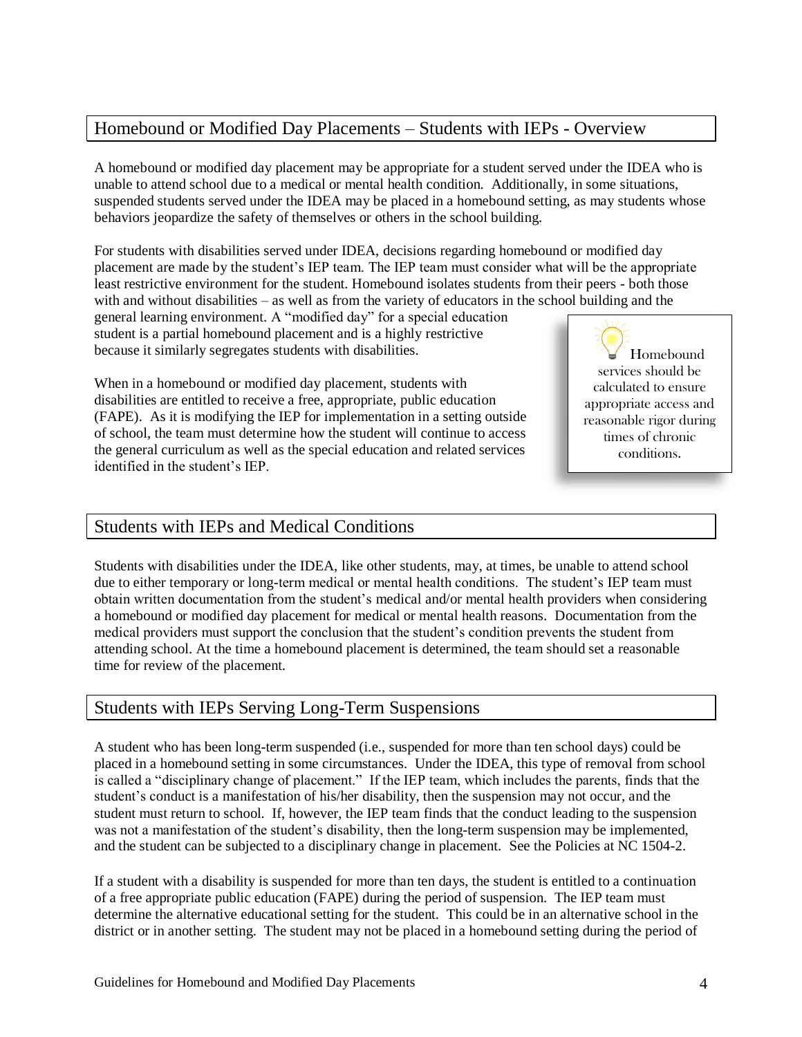## Homebound or Modified Day Placements – Students with IEPs - Overview

A homebound or modified day placement may be appropriate for a student served under the IDEA who is unable to attend school due to a medical or mental health condition. Additionally, in some situations, suspended students served under the IDEA may be placed in a homebound setting, as may students whose behaviors jeopardize the safety of themselves or others in the school building.

For students with disabilities served under IDEA, decisions regarding homebound or modified day placement are made by the student's IEP team. The IEP team must consider what will be the appropriate least restrictive environment for the student. Homebound isolates students from their peers - both those with and without disabilities – as well as from the variety of educators in the school building and the general learning environment. A "modified day" for a special education student is a partial homebound placement and is a highly restrictive because it similarly segregates students with disabilities.

When in a homebound or modified day placement, students with disabilities are entitled to receive a free, appropriate, public education (FAPE). As it is modifying the IEP for implementation in a setting outside of school, the team must determine how the student will continue to access the general curriculum as well as the special education and related services identified in the student's IEP.

> Homebound services should be calculated to ensure appropriate access and reasonable rigor during times of chronic conditions.

## Students with IEPs and Medical Conditions

Students with disabilities under the IDEA, like other students, may, at times, be unable to attend school due to either temporary or long-term medical or mental health conditions. The student's IEP team must obtain written documentation from the student's medical and/or mental health providers when considering a homebound or modified day placement for medical or mental health reasons. Documentation from the medical providers must support the conclusion that the student's condition prevents the student from attending school. At the time a homebound placement is determined, the team should set a reasonable time for review of the placement.

## Students with IEPs Serving Long-Term Suspensions

A student who has been long-term suspended (i.e., suspended for more than ten school days) could be placed in a homebound setting in some circumstances. Under the IDEA, this type of removal from school is called a "disciplinary change of placement." If the IEP team, which includes the parents, finds that the student's conduct is a manifestation of his/her disability, then the suspension may not occur, and the student must return to school. If, however, the IEP team finds that the conduct leading to the suspension was not a manifestation of the student's disability, then the long-term suspension may be implemented, and the student can be subjected to a disciplinary change in placement. See the Policies at NC 1504-2.

If a student with a disability is suspended for more than ten days, the student is entitled to a continuation of a free appropriate public education (FAPE) during the period of suspension. The IEP team must determine the alternative educational setting for the student. This could be in an alternative school in the district or in another setting. The student may not be placed in a homebound setting during the period of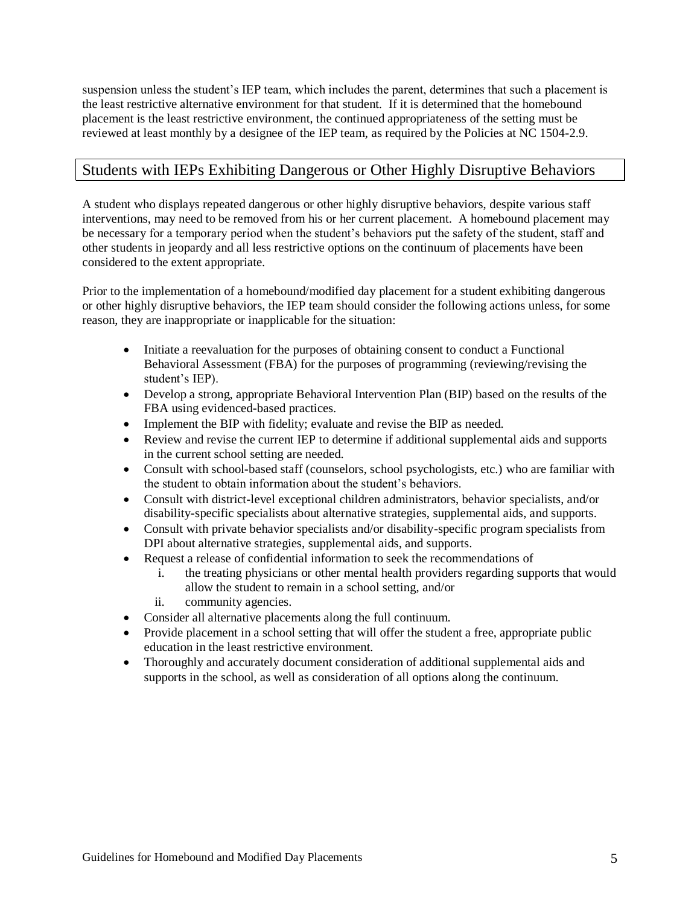suspension unless the student's IEP team, which includes the parent, determines that such a placement is the least restrictive alternative environment for that student. If it is determined that the homebound placement is the least restrictive environment, the continued appropriateness of the setting must be reviewed at least monthly by a designee of the IEP team, as required by the Policies at NC 1504-2.9.

## Students with IEPs Exhibiting Dangerous or Other Highly Disruptive Behaviors

A student who displays repeated dangerous or other highly disruptive behaviors, despite various staff interventions, may need to be removed from his or her current placement. A homebound placement may be necessary for a temporary period when the student's behaviors put the safety of the student, staff and other students in jeopardy and all less restrictive options on the continuum of placements have been considered to the extent appropriate.

Prior to the implementation of a homebound/modified day placement for a student exhibiting dangerous or other highly disruptive behaviors, the IEP team should consider the following actions unless, for some reason, they are inappropriate or inapplicable for the situation:

- Initiate a reevaluation for the purposes of obtaining consent to conduct a Functional Behavioral Assessment (FBA) for the purposes of programming (reviewing/revising the student's IEP).
- Develop a strong, appropriate Behavioral Intervention Plan (BIP) based on the results of the FBA using evidenced-based practices.
- Implement the BIP with fidelity; evaluate and revise the BIP as needed.
- Review and revise the current IEP to determine if additional supplemental aids and supports in the current school setting are needed.
- Consult with school-based staff (counselors, school psychologists, etc.) who are familiar with the student to obtain information about the student's behaviors.
- Consult with district-level exceptional children administrators, behavior specialists, and/or disability-specific specialists about alternative strategies, supplemental aids, and supports.
- Consult with private behavior specialists and/or disability-specific program specialists from DPI about alternative strategies, supplemental aids, and supports.
- Request a release of confidential information to seek the recommendations of
    i. the treating physicians or other mental health providers regarding supports that would allow the student to remain in a school setting, and/or
    ii. community agencies.
- Consider all alternative placements along the full continuum.
- Provide placement in a school setting that will offer the student a free, appropriate public education in the least restrictive environment.
- Thoroughly and accurately document consideration of additional supplemental aids and supports in the school, as well as consideration of all options along the continuum.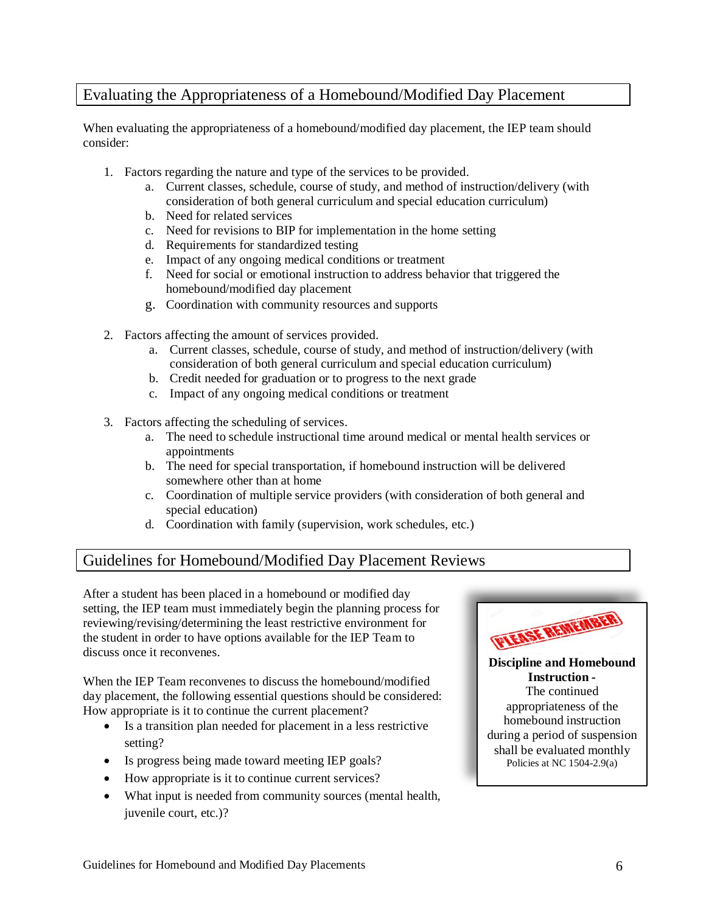## Evaluating the Appropriateness of a Homebound/Modified Day Placement

When evaluating the appropriateness of a homebound/modified day placement, the IEP team should consider:

1. Factors regarding the nature and type of the services to be provided.
   a. Current classes, schedule, course of study, and method of instruction/delivery (with consideration of both general curriculum and special education curriculum)
   b. Need for related services
   c. Need for revisions to BIP for implementation in the home setting
   d. Requirements for standardized testing
   e. Impact of any ongoing medical conditions or treatment
   f. Need for social or emotional instruction to address behavior that triggered the homebound/modified day placement
   g. Coordination with community resources and supports

2. Factors affecting the amount of services provided.
   a. Current classes, schedule, course of study, and method of instruction/delivery (with consideration of both general curriculum and special education curriculum)
   b. Credit needed for graduation or to progress to the next grade
   c. Impact of any ongoing medical conditions or treatment

3. Factors affecting the scheduling of services.
   a. The need to schedule instructional time around medical or mental health services or appointments
   b. The need for special transportation, if homebound instruction will be delivered somewhere other than at home
   c. Coordination of multiple service providers (with consideration of both general and special education)
   d. Coordination with family (supervision, work schedules, etc.)

## Guidelines for Homebound/Modified Day Placement Reviews

After a student has been placed in a homebound or modified day setting, the IEP team must immediately begin the planning process for reviewing/revising/determining the least restrictive environment for the student in order to have options available for the IEP Team to discuss once it reconvenes.

When the IEP Team reconvenes to discuss the homebound/modified day placement, the following essential questions should be considered: How appropriate is it to continue the current placement?

- Is a transition plan needed for placement in a less restrictive setting?
- Is progress being made toward meeting IEP goals?
- How appropriate is it to continue current services?
- What input is needed from community sources (mental health, juvenile court, etc.)?

PLEASE REMEMBER

**Discipline and Homebound Instruction -**
The continued appropriateness of the homebound instruction during a period of suspension shall be evaluated monthly
Policies at NC 1504-2.9(a)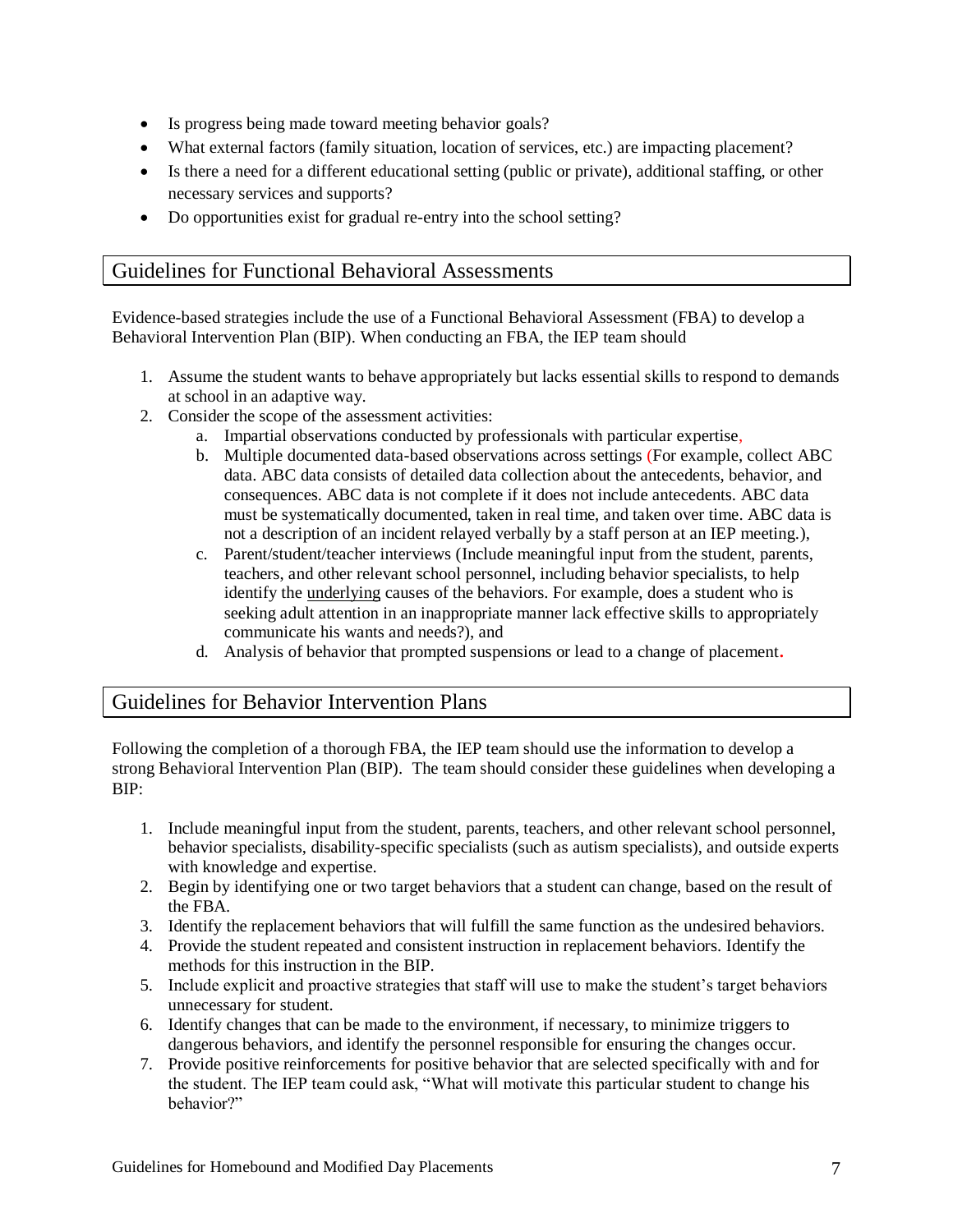- Is progress being made toward meeting behavior goals?
- What external factors (family situation, location of services, etc.) are impacting placement?
- Is there a need for a different educational setting (public or private), additional staffing, or other necessary services and supports?
- Do opportunities exist for gradual re-entry into the school setting?

## Guidelines for Functional Behavioral Assessments

Evidence-based strategies include the use of a Functional Behavioral Assessment (FBA) to develop a Behavioral Intervention Plan (BIP). When conducting an FBA, the IEP team should

1. Assume the student wants to behave appropriately but lacks essential skills to respond to demands at school in an adaptive way.
2. Consider the scope of the assessment activities:
   a. Impartial observations conducted by professionals with particular expertise,
   b. Multiple documented data-based observations across settings (For example, collect ABC data. ABC data consists of detailed data collection about the antecedents, behavior, and consequences. ABC data is not complete if it does not include antecedents. ABC data must be systematically documented, taken in real time, and taken over time. ABC data is not a description of an incident relayed verbally by a staff person at an IEP meeting.),
   c. Parent/student/teacher interviews (Include meaningful input from the student, parents, teachers, and other relevant school personnel, including behavior specialists, to help identify the <u>underlying</u> causes of the behaviors. For example, does a student who is seeking adult attention in an inappropriate manner lack effective skills to appropriately communicate his wants and needs?), and
   d. Analysis of behavior that prompted suspensions or lead to a change of placement.

## Guidelines for Behavior Intervention Plans

Following the completion of a thorough FBA, the IEP team should use the information to develop a strong Behavioral Intervention Plan (BIP). The team should consider these guidelines when developing a BIP:

1. Include meaningful input from the student, parents, teachers, and other relevant school personnel, behavior specialists, disability-specific specialists (such as autism specialists), and outside experts with knowledge and expertise.
2. Begin by identifying one or two target behaviors that a student can change, based on the result of the FBA.
3. Identify the replacement behaviors that will fulfill the same function as the undesired behaviors.
4. Provide the student repeated and consistent instruction in replacement behaviors. Identify the methods for this instruction in the BIP.
5. Include explicit and proactive strategies that staff will use to make the student's target behaviors unnecessary for student.
6. Identify changes that can be made to the environment, if necessary, to minimize triggers to dangerous behaviors, and identify the personnel responsible for ensuring the changes occur.
7. Provide positive reinforcements for positive behavior that are selected specifically with and for the student. The IEP team could ask, "What will motivate this particular student to change his behavior?"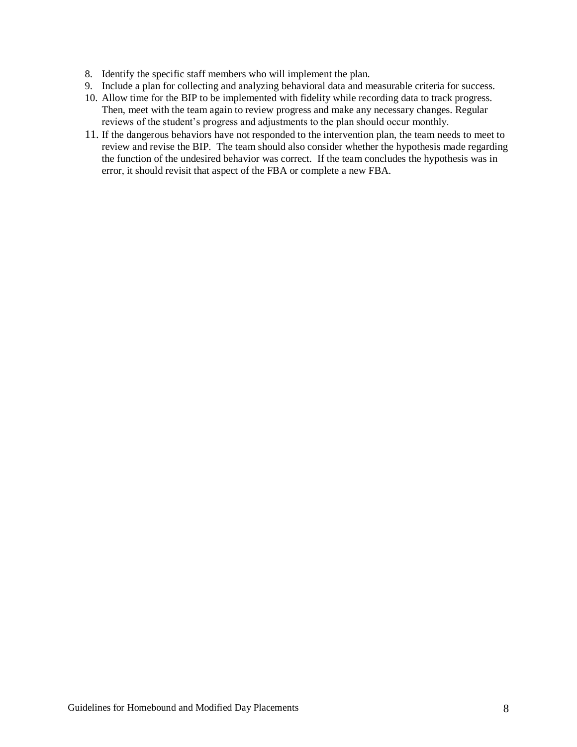8. Identify the specific staff members who will implement the plan.
9. Include a plan for collecting and analyzing behavioral data and measurable criteria for success.
10. Allow time for the BIP to be implemented with fidelity while recording data to track progress. Then, meet with the team again to review progress and make any necessary changes. Regular reviews of the student's progress and adjustments to the plan should occur monthly.
11. If the dangerous behaviors have not responded to the intervention plan, the team needs to meet to review and revise the BIP. The team should also consider whether the hypothesis made regarding the function of the undesired behavior was correct. If the team concludes the hypothesis was in error, it should revisit that aspect of the FBA or complete a new FBA.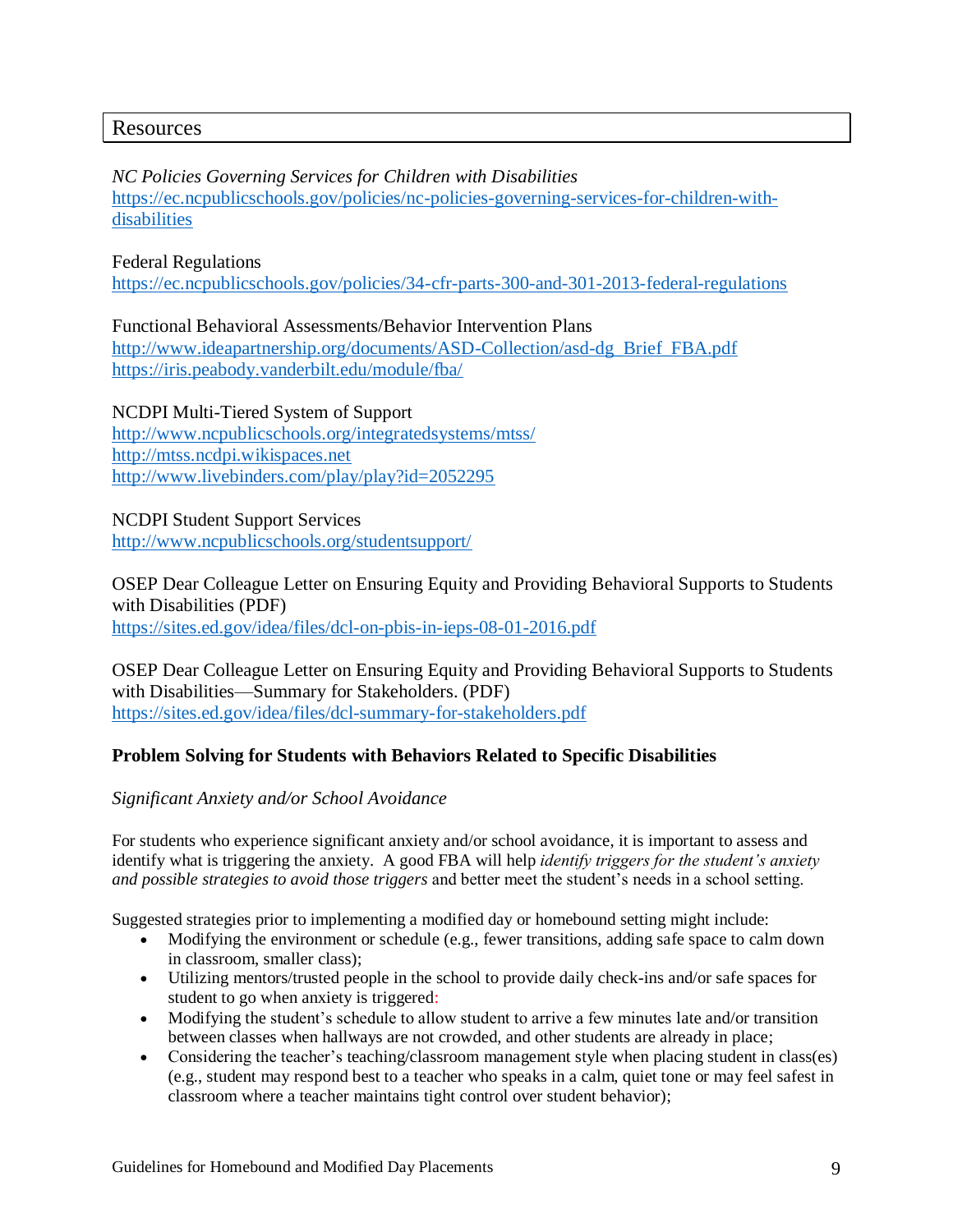## Resources

*NC Policies Governing Services for Children with Disabilities*
https://ec.ncpublicschools.gov/policies/nc-policies-governing-services-for-children-with-disabilities

Federal Regulations
https://ec.ncpublicschools.gov/policies/34-cfr-parts-300-and-301-2013-federal-regulations

Functional Behavioral Assessments/Behavior Intervention Plans
http://www.ideapartnership.org/documents/ASD-Collection/asd-dg_Brief_FBA.pdf
https://iris.peabody.vanderbilt.edu/module/fba/

NCDPI Multi-Tiered System of Support
http://www.ncpublicschools.org/integratedsystems/mtss/
http://mtss.ncdpi.wikispaces.net
http://www.livebinders.com/play/play?id=2052295

NCDPI Student Support Services
http://www.ncpublicschools.org/studentsupport/

OSEP Dear Colleague Letter on Ensuring Equity and Providing Behavioral Supports to Students with Disabilities (PDF)
https://sites.ed.gov/idea/files/dcl-on-pbis-in-ieps-08-01-2016.pdf

OSEP Dear Colleague Letter on Ensuring Equity and Providing Behavioral Supports to Students with Disabilities—Summary for Stakeholders. (PDF)
https://sites.ed.gov/idea/files/dcl-summary-for-stakeholders.pdf

### Problem Solving for Students with Behaviors Related to Specific Disabilities

*Significant Anxiety and/or School Avoidance*

For students who experience significant anxiety and/or school avoidance, it is important to assess and identify what is triggering the anxiety. A good FBA will help *identify triggers for the student's anxiety and possible strategies to avoid those triggers* and better meet the student's needs in a school setting.

Suggested strategies prior to implementing a modified day or homebound setting might include:

- Modifying the environment or schedule (e.g., fewer transitions, adding safe space to calm down in classroom, smaller class);
- Utilizing mentors/trusted people in the school to provide daily check-ins and/or safe spaces for student to go when anxiety is triggered:
- Modifying the student's schedule to allow student to arrive a few minutes late and/or transition between classes when hallways are not crowded, and other students are already in place;
- Considering the teacher's teaching/classroom management style when placing student in class(es) (e.g., student may respond best to a teacher who speaks in a calm, quiet tone or may feel safest in classroom where a teacher maintains tight control over student behavior);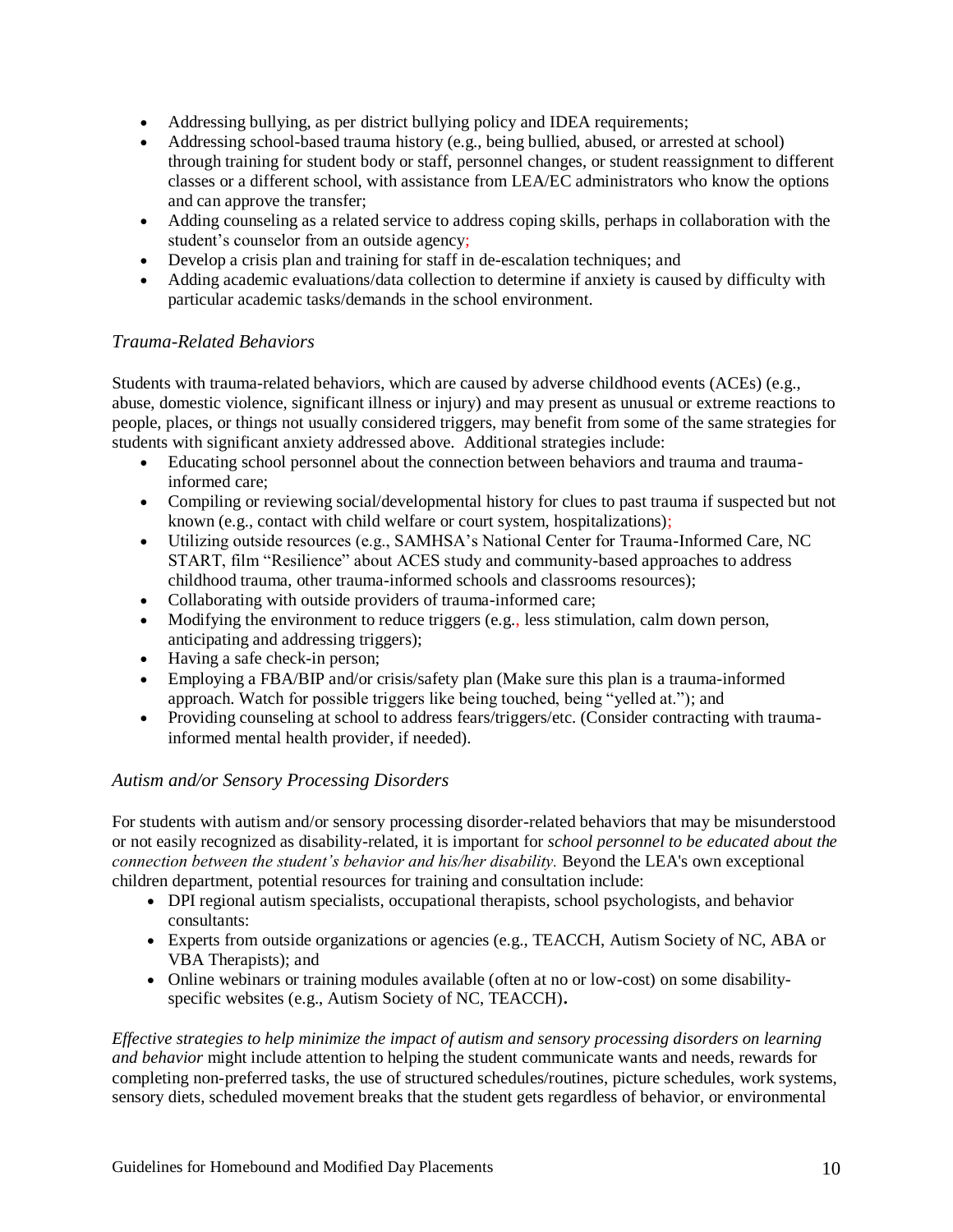- Addressing bullying, as per district bullying policy and IDEA requirements;
- Addressing school-based trauma history (e.g., being bullied, abused, or arrested at school) through training for student body or staff, personnel changes, or student reassignment to different classes or a different school, with assistance from LEA/EC administrators who know the options and can approve the transfer;
- Adding counseling as a related service to address coping skills, perhaps in collaboration with the student's counselor from an outside agency;
- Develop a crisis plan and training for staff in de-escalation techniques; and
- Adding academic evaluations/data collection to determine if anxiety is caused by difficulty with particular academic tasks/demands in the school environment.

### *Trauma-Related Behaviors*

Students with trauma-related behaviors, which are caused by adverse childhood events (ACEs) (e.g., abuse, domestic violence, significant illness or injury) and may present as unusual or extreme reactions to people, places, or things not usually considered triggers, may benefit from some of the same strategies for students with significant anxiety addressed above. Additional strategies include:

- Educating school personnel about the connection between behaviors and trauma and trauma-informed care;
- Compiling or reviewing social/developmental history for clues to past trauma if suspected but not known (e.g., contact with child welfare or court system, hospitalizations);
- Utilizing outside resources (e.g., SAMHSA's National Center for Trauma-Informed Care, NC START, film "Resilience" about ACES study and community-based approaches to address childhood trauma, other trauma-informed schools and classrooms resources);
- Collaborating with outside providers of trauma-informed care;
- Modifying the environment to reduce triggers (e.g., less stimulation, calm down person, anticipating and addressing triggers);
- Having a safe check-in person;
- Employing a FBA/BIP and/or crisis/safety plan (Make sure this plan is a trauma-informed approach. Watch for possible triggers like being touched, being "yelled at."); and
- Providing counseling at school to address fears/triggers/etc. (Consider contracting with trauma-informed mental health provider, if needed).

### *Autism and/or Sensory Processing Disorders*

For students with autism and/or sensory processing disorder-related behaviors that may be misunderstood or not easily recognized as disability-related, it is important for *school personnel to be educated about the connection between the student's behavior and his/her disability.* Beyond the LEA's own exceptional children department, potential resources for training and consultation include:

- DPI regional autism specialists, occupational therapists, school psychologists, and behavior consultants:
- Experts from outside organizations or agencies (e.g., TEACCH, Autism Society of NC, ABA or VBA Therapists); and
- Online webinars or training modules available (often at no or low-cost) on some disability-specific websites (e.g., Autism Society of NC, TEACCH).

*Effective strategies to help minimize the impact of autism and sensory processing disorders on learning and behavior* might include attention to helping the student communicate wants and needs, rewards for completing non-preferred tasks, the use of structured schedules/routines, picture schedules, work systems, sensory diets, scheduled movement breaks that the student gets regardless of behavior, or environmental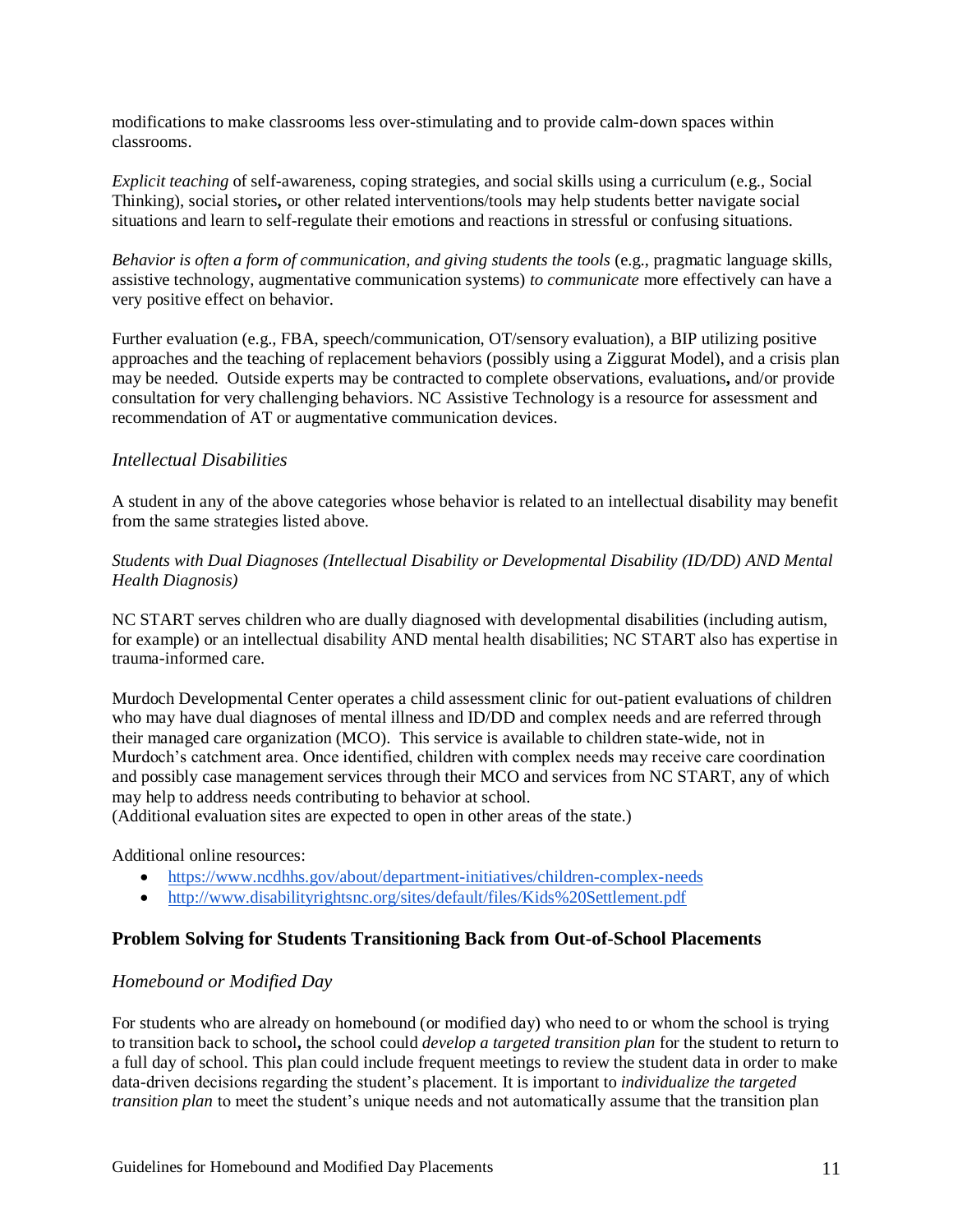modifications to make classrooms less over-stimulating and to provide calm-down spaces within classrooms.

*Explicit teaching* of self-awareness, coping strategies, and social skills using a curriculum (e.g., Social Thinking), social stories**,** or other related interventions/tools may help students better navigate social situations and learn to self-regulate their emotions and reactions in stressful or confusing situations.

*Behavior is often a form of communication, and giving students the tools* (e.g., pragmatic language skills, assistive technology, augmentative communication systems) *to communicate* more effectively can have a very positive effect on behavior.

Further evaluation (e.g., FBA, speech/communication, OT/sensory evaluation), a BIP utilizing positive approaches and the teaching of replacement behaviors (possibly using a Ziggurat Model), and a crisis plan may be needed. Outside experts may be contracted to complete observations, evaluations**,** and/or provide consultation for very challenging behaviors. NC Assistive Technology is a resource for assessment and recommendation of AT or augmentative communication devices.

### *Intellectual Disabilities*

A student in any of the above categories whose behavior is related to an intellectual disability may benefit from the same strategies listed above.

#### *Students with Dual Diagnoses (Intellectual Disability or Developmental Disability (ID/DD) AND Mental Health Diagnosis)*

NC START serves children who are dually diagnosed with developmental disabilities (including autism, for example) or an intellectual disability AND mental health disabilities; NC START also has expertise in trauma-informed care.

Murdoch Developmental Center operates a child assessment clinic for out-patient evaluations of children who may have dual diagnoses of mental illness and ID/DD and complex needs and are referred through their managed care organization (MCO). This service is available to children state-wide, not in Murdoch's catchment area. Once identified, children with complex needs may receive care coordination and possibly case management services through their MCO and services from NC START, any of which may help to address needs contributing to behavior at school.
(Additional evaluation sites are expected to open in other areas of the state.)

Additional online resources:

- https://www.ncdhhs.gov/about/department-initiatives/children-complex-needs
- http://www.disabilityrightsnc.org/sites/default/files/Kids%20Settlement.pdf

## Problem Solving for Students Transitioning Back from Out-of-School Placements

### *Homebound or Modified Day*

For students who are already on homebound (or modified day) who need to or whom the school is trying to transition back to school**,** the school could *develop a targeted transition plan* for the student to return to a full day of school. This plan could include frequent meetings to review the student data in order to make data-driven decisions regarding the student's placement. It is important to *individualize the targeted transition plan* to meet the student's unique needs and not automatically assume that the transition plan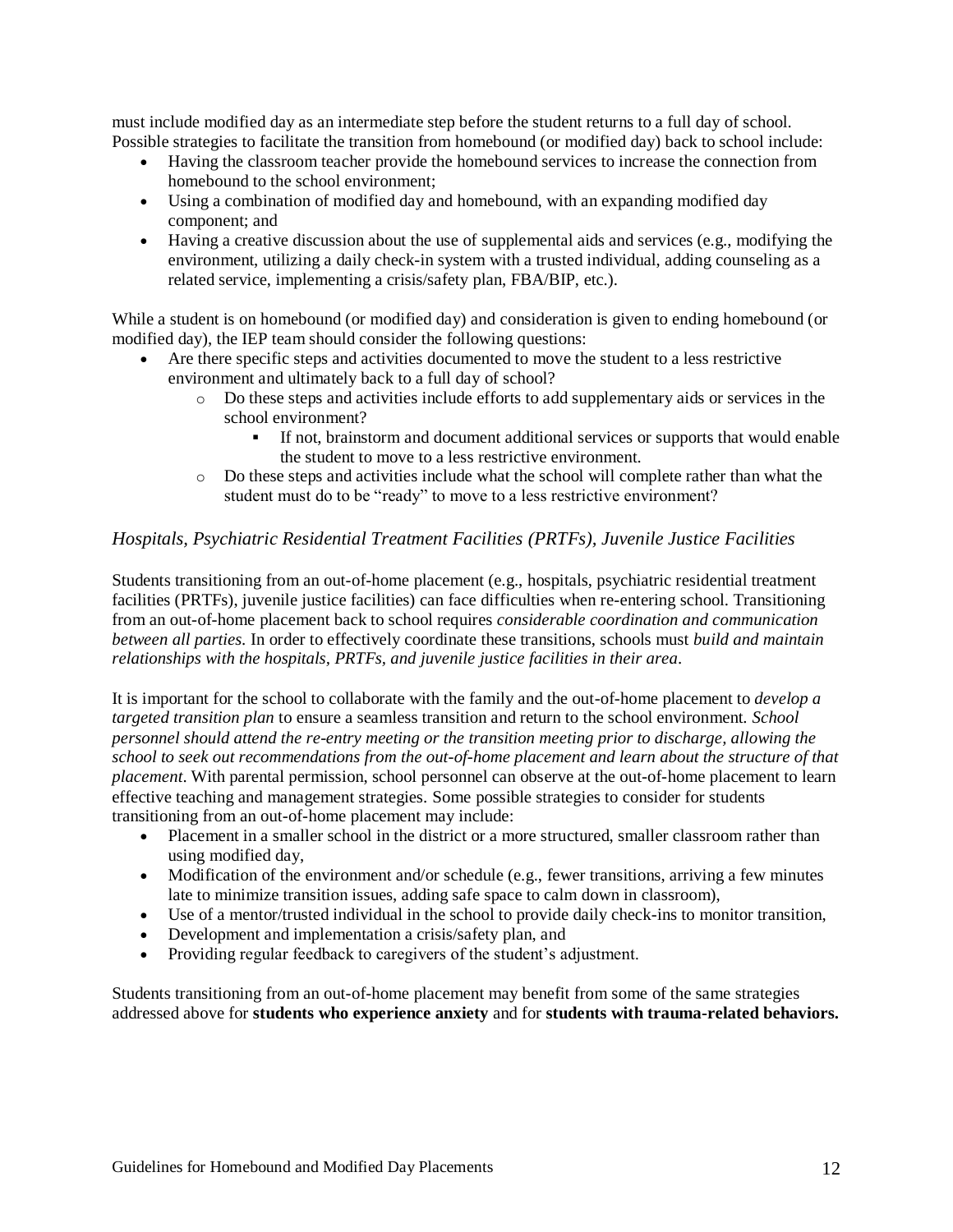must include modified day as an intermediate step before the student returns to a full day of school. Possible strategies to facilitate the transition from homebound (or modified day) back to school include:

- Having the classroom teacher provide the homebound services to increase the connection from homebound to the school environment;
- Using a combination of modified day and homebound, with an expanding modified day component; and
- Having a creative discussion about the use of supplemental aids and services (e.g., modifying the environment, utilizing a daily check-in system with a trusted individual, adding counseling as a related service, implementing a crisis/safety plan, FBA/BIP, etc.).

While a student is on homebound (or modified day) and consideration is given to ending homebound (or modified day), the IEP team should consider the following questions:

- Are there specific steps and activities documented to move the student to a less restrictive environment and ultimately back to a full day of school?
  - Do these steps and activities include efforts to add supplementary aids or services in the school environment?
    - If not, brainstorm and document additional services or supports that would enable the student to move to a less restrictive environment.
  - Do these steps and activities include what the school will complete rather than what the student must do to be "ready" to move to a less restrictive environment?

### *Hospitals, Psychiatric Residential Treatment Facilities (PRTFs), Juvenile Justice Facilities*

Students transitioning from an out-of-home placement (e.g., hospitals, psychiatric residential treatment facilities (PRTFs), juvenile justice facilities) can face difficulties when re-entering school. Transitioning from an out-of-home placement back to school requires *considerable coordination and communication between all parties.* In order to effectively coordinate these transitions, schools must *build and maintain relationships with the hospitals, PRTFs, and juvenile justice facilities in their area*.

It is important for the school to collaborate with the family and the out-of-home placement to *develop a targeted transition plan* to ensure a seamless transition and return to the school environment. *School personnel should attend the re-entry meeting or the transition meeting prior to discharge, allowing the school to seek out recommendations from the out-of-home placement and learn about the structure of that placement*. With parental permission, school personnel can observe at the out-of-home placement to learn effective teaching and management strategies. Some possible strategies to consider for students transitioning from an out-of-home placement may include:

- Placement in a smaller school in the district or a more structured, smaller classroom rather than using modified day,
- Modification of the environment and/or schedule (e.g., fewer transitions, arriving a few minutes late to minimize transition issues, adding safe space to calm down in classroom),
- Use of a mentor/trusted individual in the school to provide daily check-ins to monitor transition,
- Development and implementation a crisis/safety plan, and
- Providing regular feedback to caregivers of the student's adjustment.

Students transitioning from an out-of-home placement may benefit from some of the same strategies addressed above for **students who experience anxiety** and for **students with trauma-related behaviors.**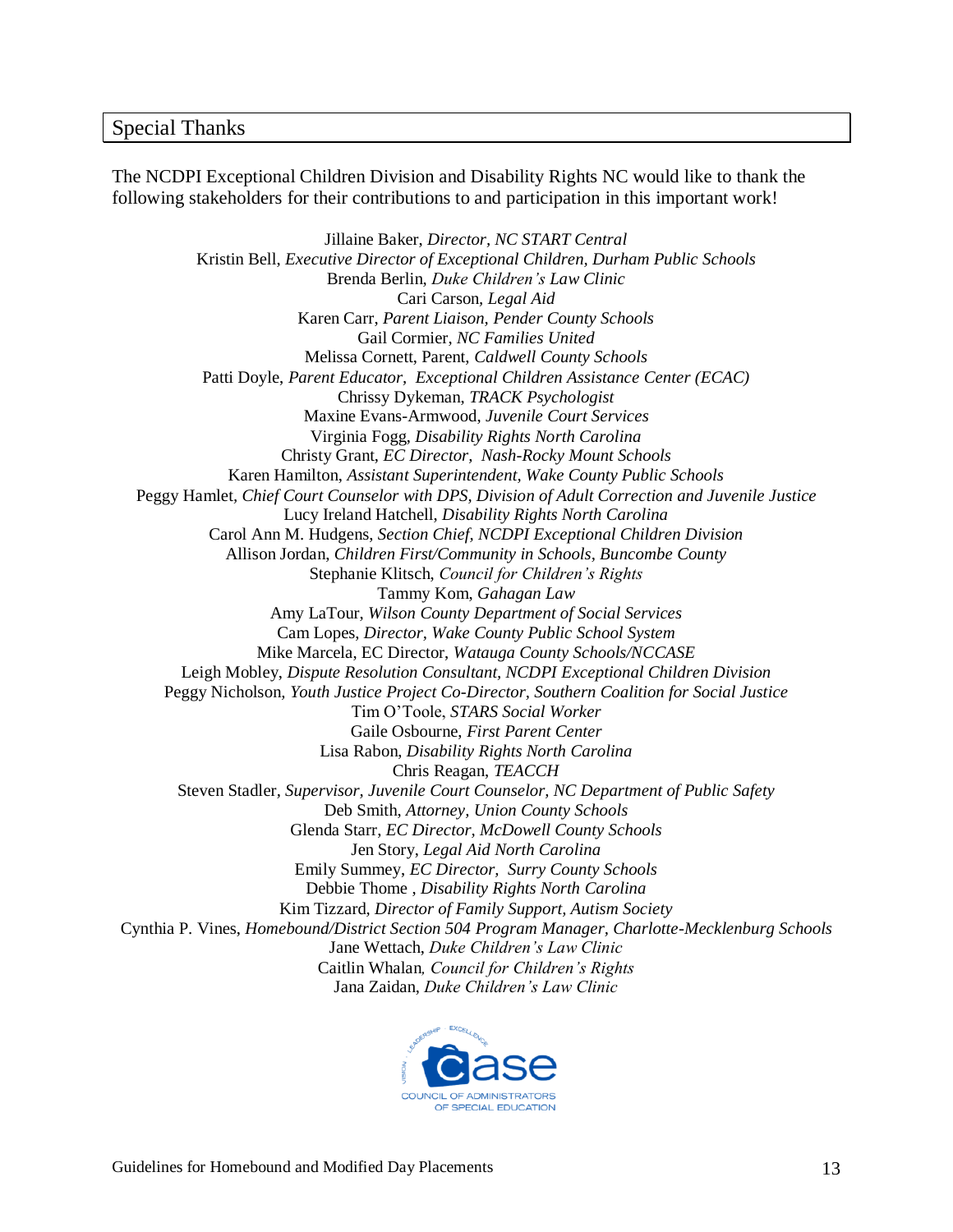## Special Thanks

The NCDPI Exceptional Children Division and Disability Rights NC would like to thank the following stakeholders for their contributions to and participation in this important work!

Jillaine Baker, *Director, NC START Central*
Kristin Bell, *Executive Director of Exceptional Children, Durham Public Schools*
Brenda Berlin, *Duke Children's Law Clinic*
Cari Carson, *Legal Aid*
Karen Carr, *Parent Liaison, Pender County Schools*
Gail Cormier, *NC Families United*
Melissa Cornett, Parent, *Caldwell County Schools*
Patti Doyle, *Parent Educator, Exceptional Children Assistance Center (ECAC)*
Chrissy Dykeman, *TRACK Psychologist*
Maxine Evans-Armwood, *Juvenile Court Services*
Virginia Fogg, *Disability Rights North Carolina*
Christy Grant, *EC Director, Nash-Rocky Mount Schools*
Karen Hamilton, *Assistant Superintendent, Wake County Public Schools*
Peggy Hamlet, *Chief Court Counselor with DPS, Division of Adult Correction and Juvenile Justice*
Lucy Ireland Hatchell, *Disability Rights North Carolina*
Carol Ann M. Hudgens, *Section Chief, NCDPI Exceptional Children Division*
Allison Jordan, *Children First/Community in Schools, Buncombe County*
Stephanie Klitsch, *Council for Children's Rights*
Tammy Kom, *Gahagan Law*
Amy LaTour, *Wilson County Department of Social Services*
Cam Lopes, *Director, Wake County Public School System*
Mike Marcela, EC Director, *Watauga County Schools/NCCASE*
Leigh Mobley, *Dispute Resolution Consultant, NCDPI Exceptional Children Division*
Peggy Nicholson, *Youth Justice Project Co-Director, Southern Coalition for Social Justice*
Tim O'Toole, *STARS Social Worker*
Gaile Osbourne, *First Parent Center*
Lisa Rabon, *Disability Rights North Carolina*
Chris Reagan, *TEACCH*
Steven Stadler, *Supervisor, Juvenile Court Counselor, NC Department of Public Safety*
Deb Smith, *Attorney, Union County Schools*
Glenda Starr, *EC Director, McDowell County Schools*
Jen Story, *Legal Aid North Carolina*
Emily Summey, *EC Director, Surry County Schools*
Debbie Thome , *Disability Rights North Carolina*
Kim Tizzard, *Director of Family Support, Autism Society*
Cynthia P. Vines, *Homebound/District Section 504 Program Manager, Charlotte-Mecklenburg Schools*
Jane Wettach, *Duke Children's Law Clinic*
Caitlin Whalan, *Council for Children's Rights*
Jana Zaidan, *Duke Children's Law Clinic*

CASE
COUNCIL OF ADMINISTRATORS OF SPECIAL EDUCATION